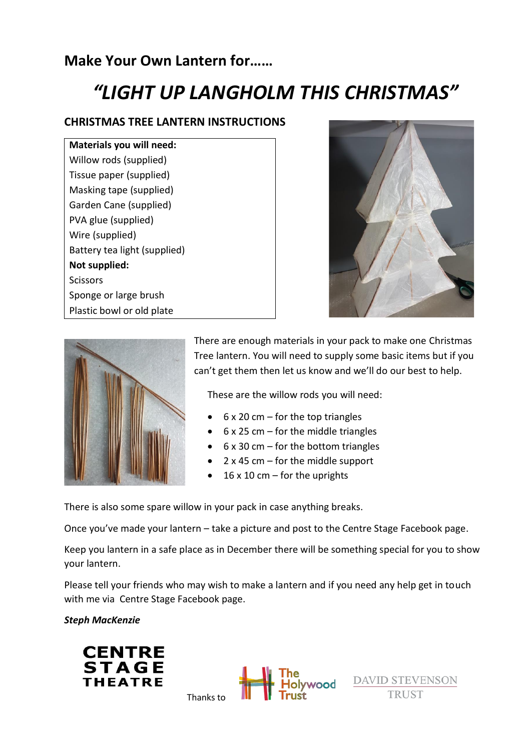## Make Your Own Lantern for……

# *"LIGHT UP LANGHOLM THIS CHRISTMAS"*

### CHRISTMAS TREE LANTERN INSTRUCTIONS

| **Materials you will need:** |
|---|
| Willow rods (supplied) |
| Tissue paper (supplied) |
| Masking tape (supplied) |
| Garden Cane (supplied) |
| PVA glue (supplied) |
| Wire (supplied) |
| Battery tea light (supplied) |
| **Not supplied:** |
| Scissors |
| Sponge or large brush |
| Plastic bowl or old plate |

There are enough materials in your pack to make one Christmas Tree lantern. You will need to supply some basic items but if you can't get them then let us know and we'll do our best to help.

These are the willow rods you will need:

- 6 x 20 cm – for the top triangles
- 6 x 25 cm – for the middle triangles
- 6 x 30 cm – for the bottom triangles
- 2 x 45 cm – for the middle support
- 16 x 10 cm – for the uprights

There is also some spare willow in your pack in case anything breaks.

Once you've made your lantern – take a picture and post to the Centre Stage Facebook page.

Keep you lantern in a safe place as in December there will be something special for you to show your lantern.

Please tell your friends who may wish to make a lantern and if you need any help get in touch with me via Centre Stage Facebook page.

***Steph MacKenzie***

CENTRE STAGE THEATRE

Thanks to The Holywood Trust

DAVID STEVENSON TRUST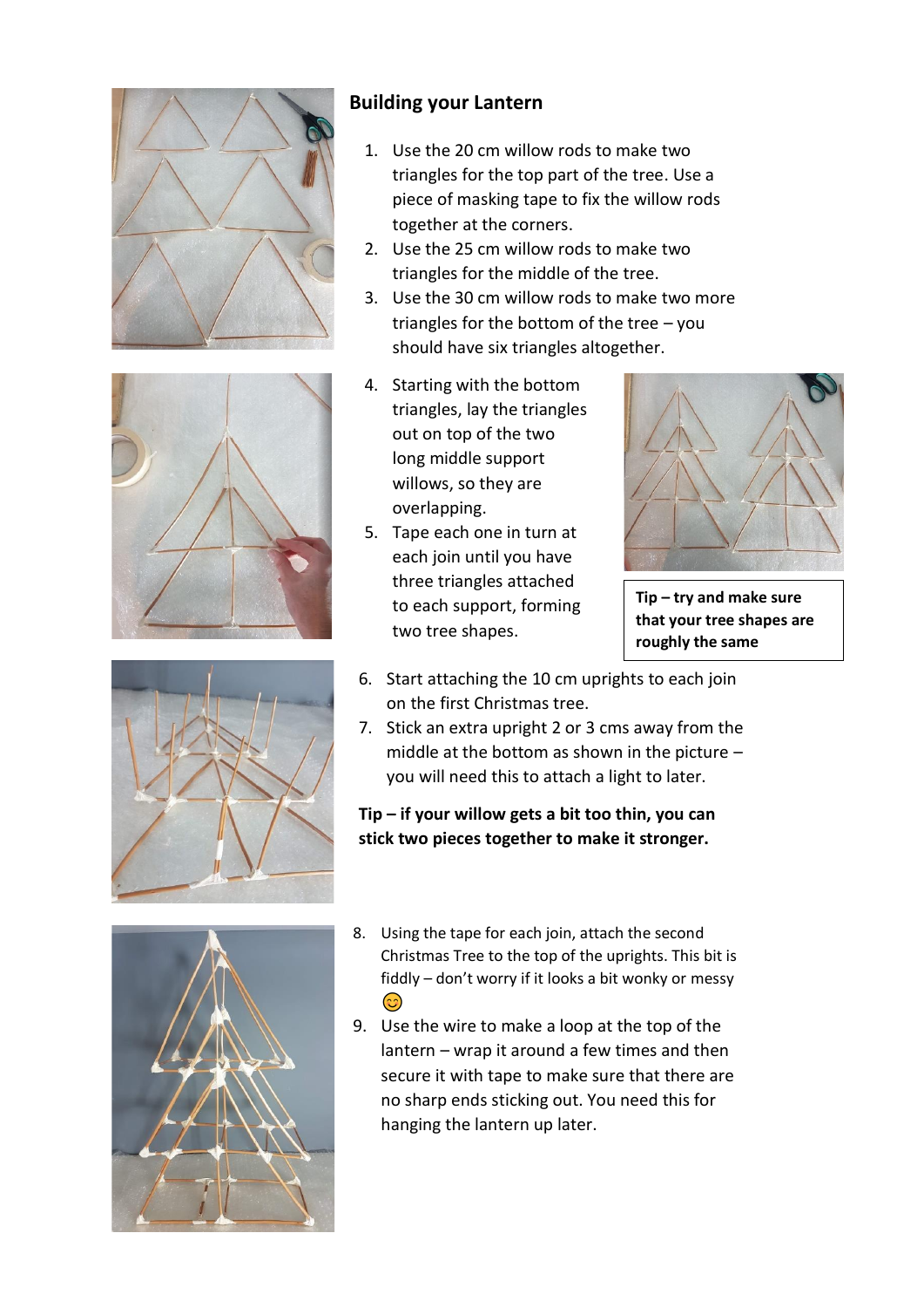## Building your Lantern

1. Use the 20 cm willow rods to make two triangles for the top part of the tree. Use a piece of masking tape to fix the willow rods together at the corners.
2. Use the 25 cm willow rods to make two triangles for the middle of the tree.
3. Use the 30 cm willow rods to make two more triangles for the bottom of the tree – you should have six triangles altogether.
4. Starting with the bottom triangles, lay the triangles out on top of the two long middle support willows, so they are overlapping.
5. Tape each one in turn at each join until you have three triangles attached to each support, forming two tree shapes.

**Tip – try and make sure that your tree shapes are roughly the same**

6. Start attaching the 10 cm uprights to each join on the first Christmas tree.
7. Stick an extra upright 2 or 3 cms away from the middle at the bottom as shown in the picture – you will need this to attach a light to later.

**Tip – if your willow gets a bit too thin, you can stick two pieces together to make it stronger.**

8. Using the tape for each join, attach the second Christmas Tree to the top of the uprights. This bit is fiddly – don't worry if it looks a bit wonky or messy 😊
9. Use the wire to make a loop at the top of the lantern – wrap it around a few times and then secure it with tape to make sure that there are no sharp ends sticking out. You need this for hanging the lantern up later.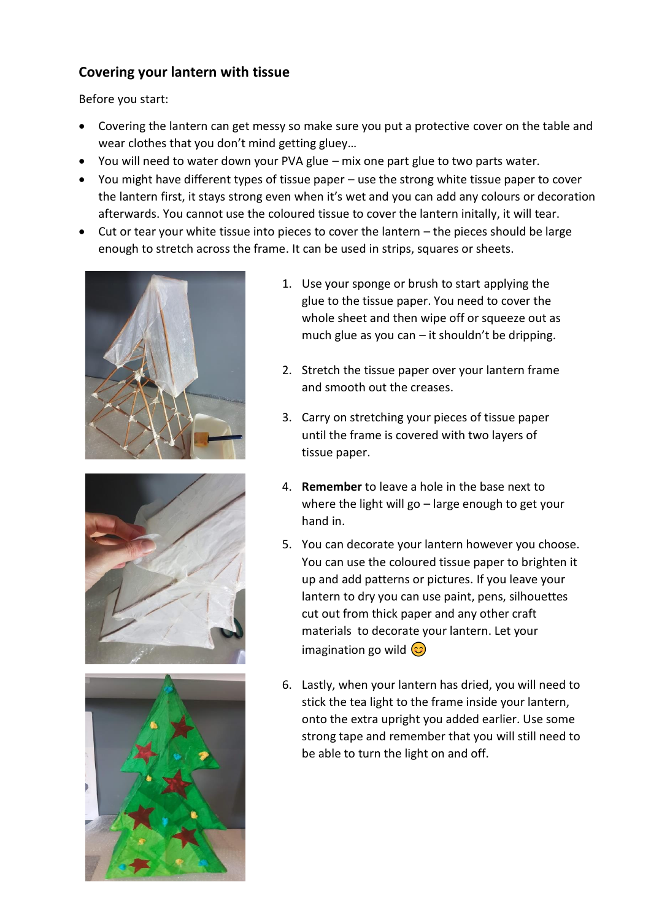## Covering your lantern with tissue

Before you start:

- Covering the lantern can get messy so make sure you put a protective cover on the table and wear clothes that you don't mind getting gluey…
- You will need to water down your PVA glue – mix one part glue to two parts water.
- You might have different types of tissue paper – use the strong white tissue paper to cover the lantern first, it stays strong even when it's wet and you can add any colours or decoration afterwards. You cannot use the coloured tissue to cover the lantern initally, it will tear.
- Cut or tear your white tissue into pieces to cover the lantern – the pieces should be large enough to stretch across the frame. It can be used in strips, squares or sheets.

1. Use your sponge or brush to start applying the glue to the tissue paper. You need to cover the whole sheet and then wipe off or squeeze out as much glue as you can – it shouldn't be dripping.
2. Stretch the tissue paper over your lantern frame and smooth out the creases.
3. Carry on stretching your pieces of tissue paper until the frame is covered with two layers of tissue paper.
4. **Remember** to leave a hole in the base next to where the light will go – large enough to get your hand in.
5. You can decorate your lantern however you choose. You can use the coloured tissue paper to brighten it up and add patterns or pictures. If you leave your lantern to dry you can use paint, pens, silhouettes cut out from thick paper and any other craft materials to decorate your lantern. Let your imagination go wild 😊
6. Lastly, when your lantern has dried, you will need to stick the tea light to the frame inside your lantern, onto the extra upright you added earlier. Use some strong tape and remember that you will still need to be able to turn the light on and off.